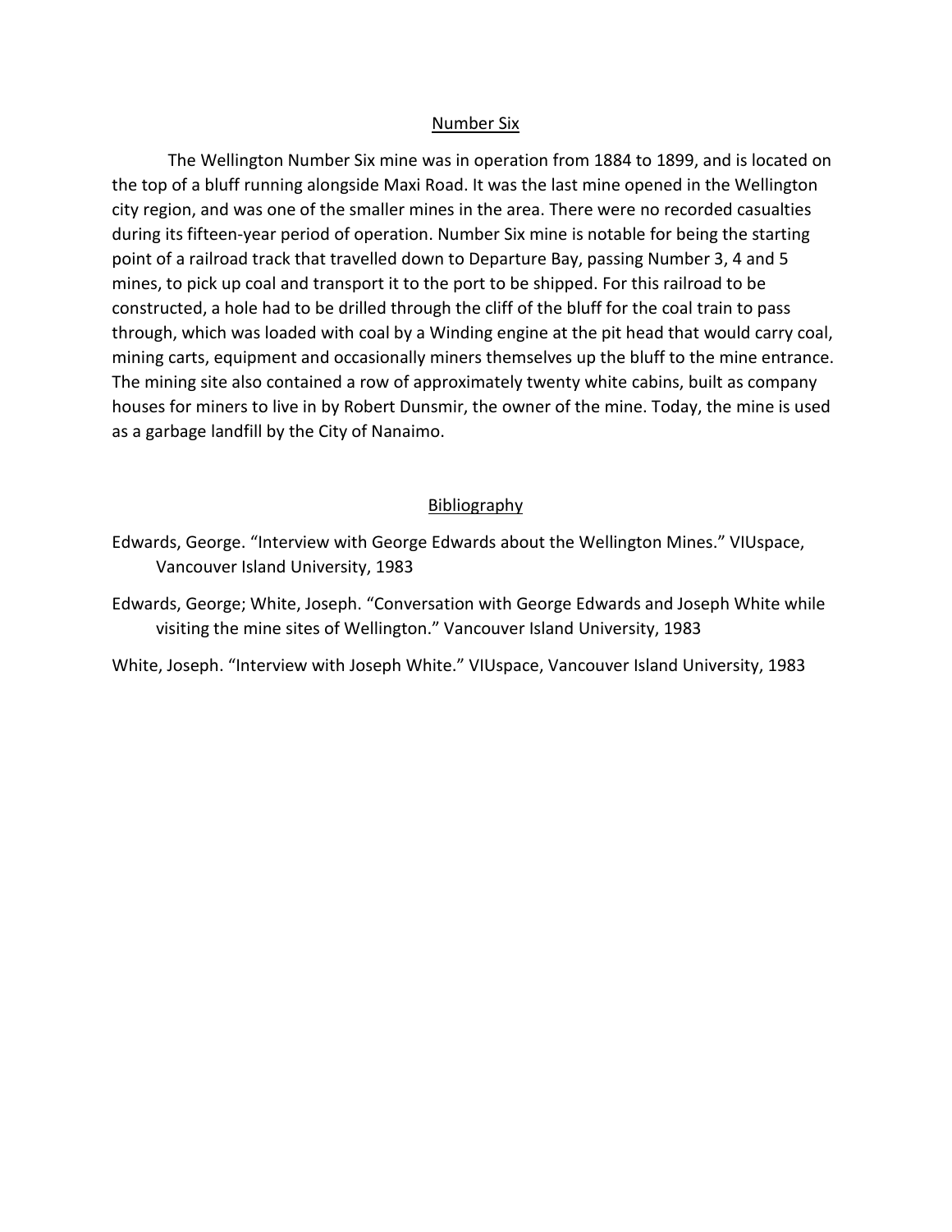## Number Six

The Wellington Number Six mine was in operation from 1884 to 1899, and is located on the top of a bluff running alongside Maxi Road. It was the last mine opened in the Wellington city region, and was one of the smaller mines in the area. There were no recorded casualties during its fifteen-year period of operation. Number Six mine is notable for being the starting point of a railroad track that travelled down to Departure Bay, passing Number 3, 4 and 5 mines, to pick up coal and transport it to the port to be shipped. For this railroad to be constructed, a hole had to be drilled through the cliff of the bluff for the coal train to pass through, which was loaded with coal by a Winding engine at the pit head that would carry coal, mining carts, equipment and occasionally miners themselves up the bluff to the mine entrance. The mining site also contained a row of approximately twenty white cabins, built as company houses for miners to live in by Robert Dunsmir, the owner of the mine. Today, the mine is used as a garbage landfill by the City of Nanaimo.

## Bibliography

Edwards, George. “Interview with George Edwards about the Wellington Mines.” VIUspace, Vancouver Island University, 1983

Edwards, George; White, Joseph. “Conversation with George Edwards and Joseph White while visiting the mine sites of Wellington.” Vancouver Island University, 1983

White, Joseph. “Interview with Joseph White.” VIUspace, Vancouver Island University, 1983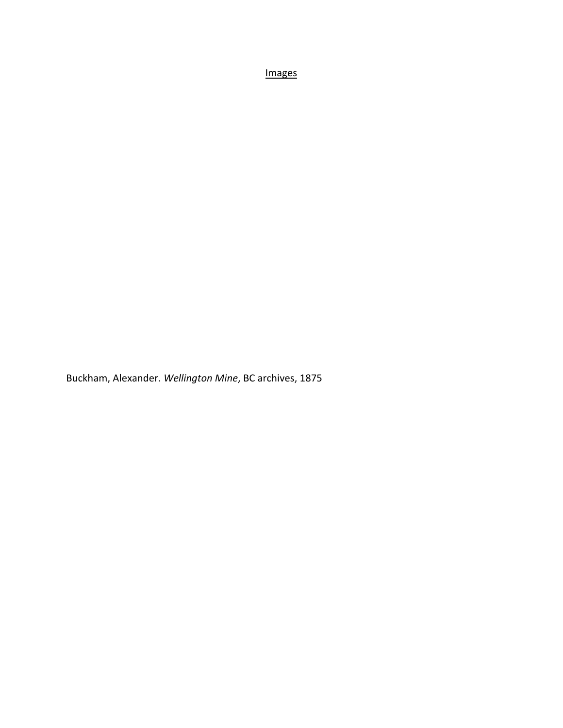<u>Images</u>

Buckham, Alexander. *Wellington Mine*, BC archives, 1875